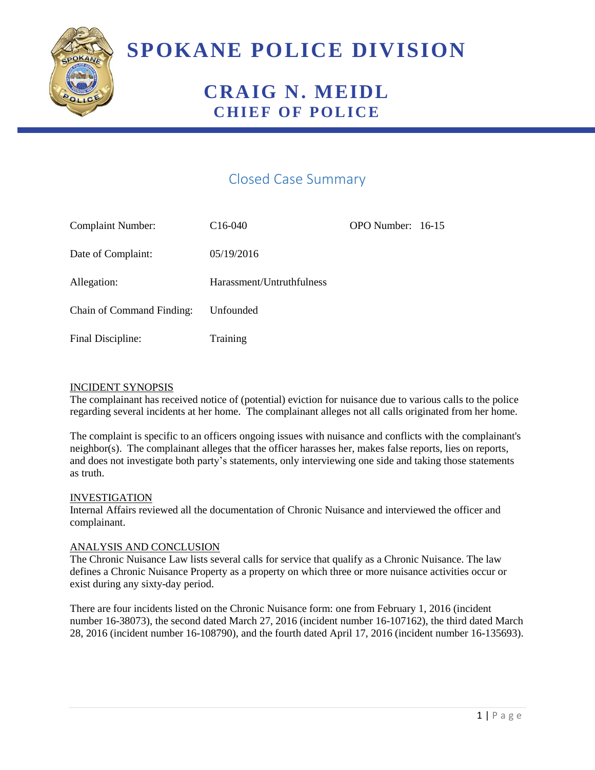# SPOKANE POLICE DIVISION

## CRAIG N. MEIDL
### CHIEF OF POLICE

## Closed Case Summary

| | | |
|---|---|---|
| Complaint Number: | C16-040 | OPO Number: 16-15 |
| Date of Complaint: | 05/19/2016 | |
| Allegation: | Harassment/Untruthfulness | |
| Chain of Command Finding: | Unfounded | |
| Final Discipline: | Training | |

INCIDENT SYNOPSIS

The complainant has received notice of (potential) eviction for nuisance due to various calls to the police regarding several incidents at her home. The complainant alleges not all calls originated from her home.

The complaint is specific to an officers ongoing issues with nuisance and conflicts with the complainant's neighbor(s). The complainant alleges that the officer harasses her, makes false reports, lies on reports, and does not investigate both party's statements, only interviewing one side and taking those statements as truth.

INVESTIGATION

Internal Affairs reviewed all the documentation of Chronic Nuisance and interviewed the officer and complainant.

ANALYSIS AND CONCLUSION

The Chronic Nuisance Law lists several calls for service that qualify as a Chronic Nuisance. The law defines a Chronic Nuisance Property as a property on which three or more nuisance activities occur or exist during any sixty-day period.

There are four incidents listed on the Chronic Nuisance form: one from February 1, 2016 (incident number 16-38073), the second dated March 27, 2016 (incident number 16-107162), the third dated March 28, 2016 (incident number 16-108790), and the fourth dated April 17, 2016 (incident number 16-135693).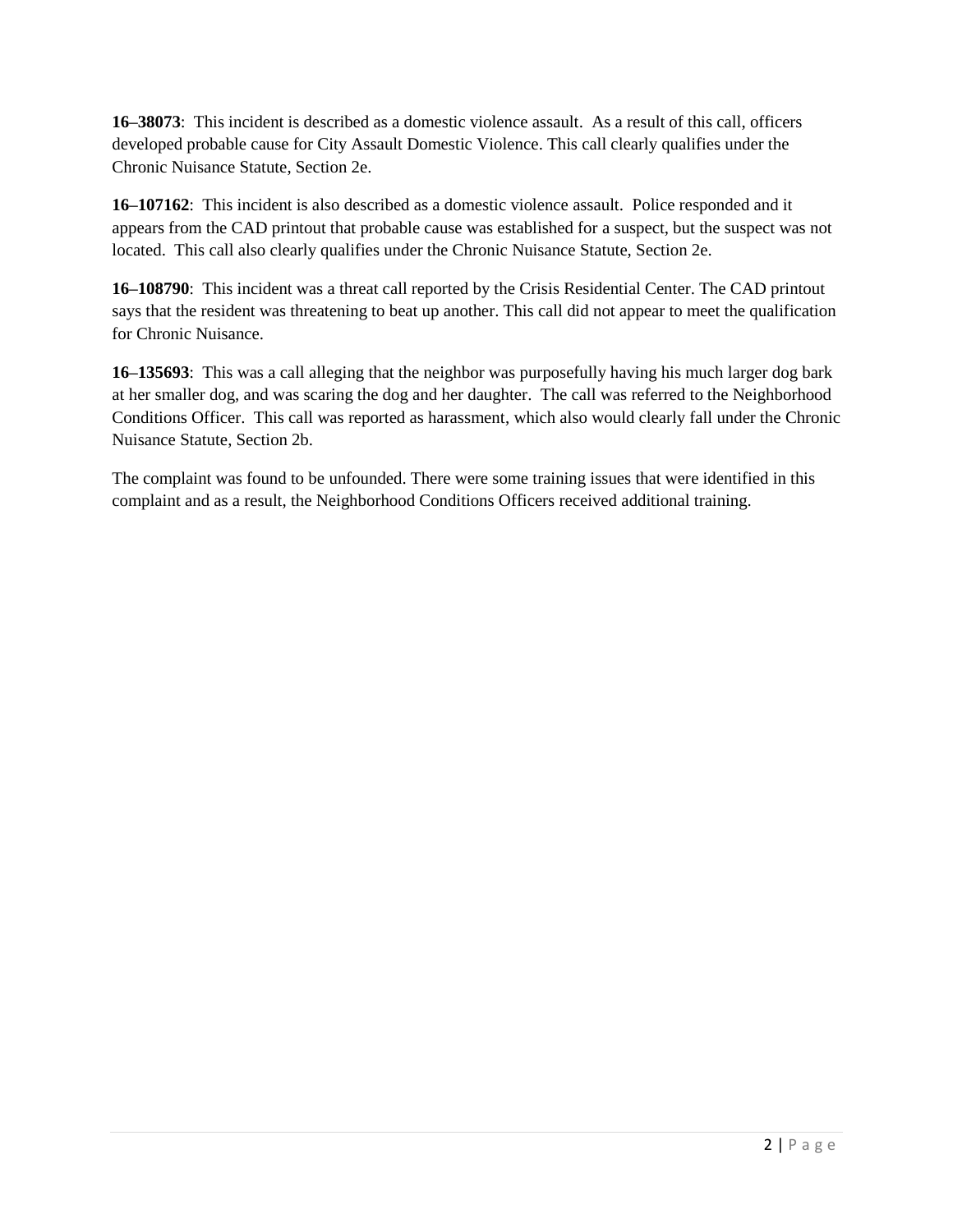**16–38073**: This incident is described as a domestic violence assault. As a result of this call, officers developed probable cause for City Assault Domestic Violence. This call clearly qualifies under the Chronic Nuisance Statute, Section 2e.

**16–107162**: This incident is also described as a domestic violence assault. Police responded and it appears from the CAD printout that probable cause was established for a suspect, but the suspect was not located. This call also clearly qualifies under the Chronic Nuisance Statute, Section 2e.

**16–108790**: This incident was a threat call reported by the Crisis Residential Center. The CAD printout says that the resident was threatening to beat up another. This call did not appear to meet the qualification for Chronic Nuisance.

**16–135693**: This was a call alleging that the neighbor was purposefully having his much larger dog bark at her smaller dog, and was scaring the dog and her daughter. The call was referred to the Neighborhood Conditions Officer. This call was reported as harassment, which also would clearly fall under the Chronic Nuisance Statute, Section 2b.

The complaint was found to be unfounded. There were some training issues that were identified in this complaint and as a result, the Neighborhood Conditions Officers received additional training.